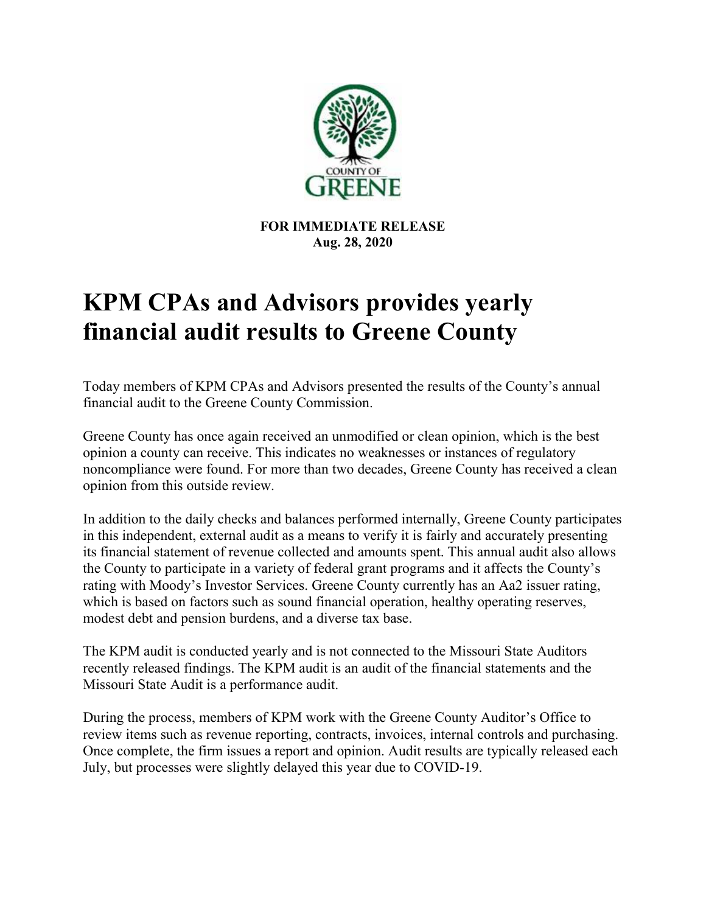**FOR IMMEDIATE RELEASE**
**Aug. 28, 2020**

# KPM CPAs and Advisors provides yearly financial audit results to Greene County

Today members of KPM CPAs and Advisors presented the results of the County's annual financial audit to the Greene County Commission.

Greene County has once again received an unmodified or clean opinion, which is the best opinion a county can receive. This indicates no weaknesses or instances of regulatory noncompliance were found. For more than two decades, Greene County has received a clean opinion from this outside review.

In addition to the daily checks and balances performed internally, Greene County participates in this independent, external audit as a means to verify it is fairly and accurately presenting its financial statement of revenue collected and amounts spent. This annual audit also allows the County to participate in a variety of federal grant programs and it affects the County's rating with Moody's Investor Services. Greene County currently has an Aa2 issuer rating, which is based on factors such as sound financial operation, healthy operating reserves, modest debt and pension burdens, and a diverse tax base.

The KPM audit is conducted yearly and is not connected to the Missouri State Auditors recently released findings. The KPM audit is an audit of the financial statements and the Missouri State Audit is a performance audit.

During the process, members of KPM work with the Greene County Auditor's Office to review items such as revenue reporting, contracts, invoices, internal controls and purchasing. Once complete, the firm issues a report and opinion. Audit results are typically released each July, but processes were slightly delayed this year due to COVID-19.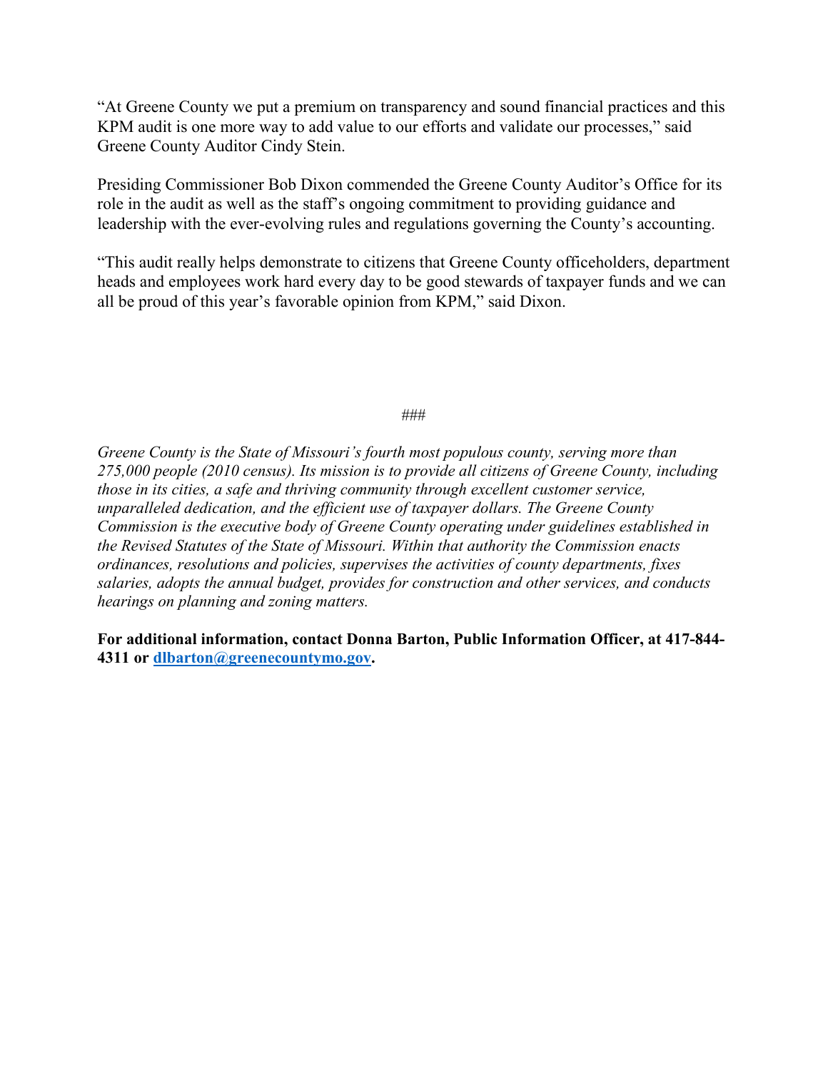"At Greene County we put a premium on transparency and sound financial practices and this KPM audit is one more way to add value to our efforts and validate our processes," said Greene County Auditor Cindy Stein.

Presiding Commissioner Bob Dixon commended the Greene County Auditor's Office for its role in the audit as well as the staff's ongoing commitment to providing guidance and leadership with the ever-evolving rules and regulations governing the County's accounting.

"This audit really helps demonstrate to citizens that Greene County officeholders, department heads and employees work hard every day to be good stewards of taxpayer funds and we can all be proud of this year's favorable opinion from KPM," said Dixon.

###

*Greene County is the State of Missouri's fourth most populous county, serving more than 275,000 people (2010 census). Its mission is to provide all citizens of Greene County, including those in its cities, a safe and thriving community through excellent customer service, unparalleled dedication, and the efficient use of taxpayer dollars. The Greene County Commission is the executive body of Greene County operating under guidelines established in the Revised Statutes of the State of Missouri. Within that authority the Commission enacts ordinances, resolutions and policies, supervises the activities of county departments, fixes salaries, adopts the annual budget, provides for construction and other services, and conducts hearings on planning and zoning matters.*

**For additional information, contact Donna Barton, Public Information Officer, at 417-844-4311 or dlbarton@greenecountymo.gov.**